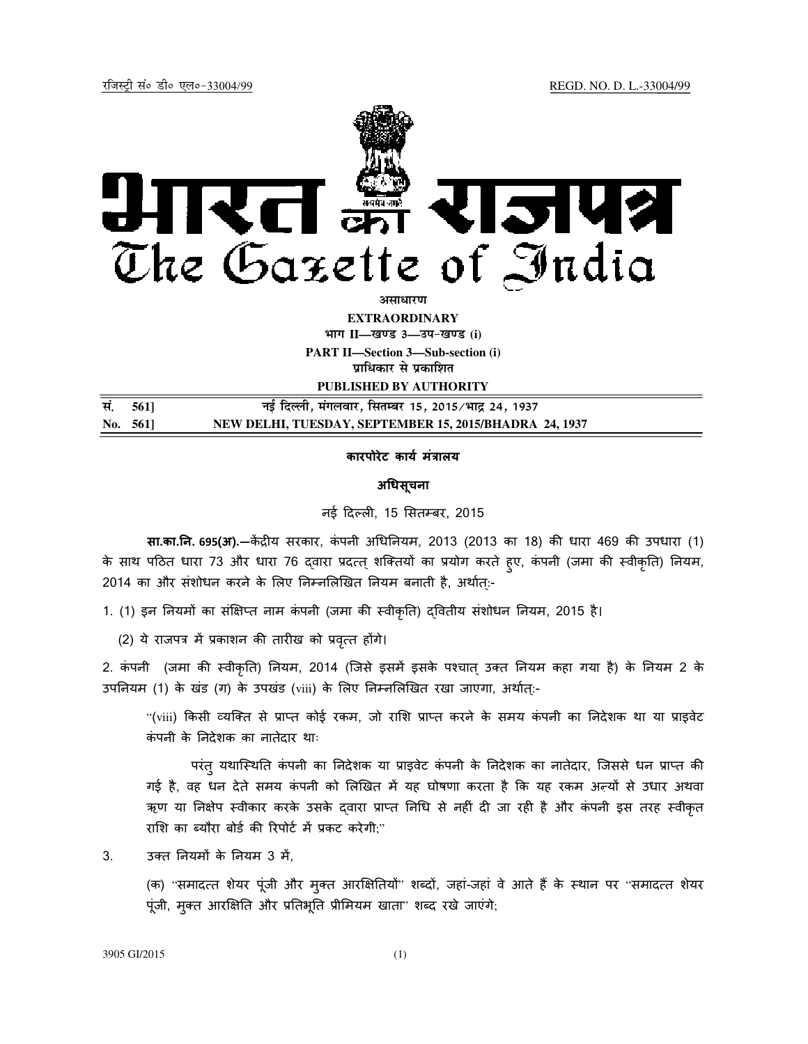रजिस्ट्री सं० डी० एल०-33004/99 REGD. NO. D. L.-33004/99

# भारत का राजपत्र
# The Gazette of India

**असाधारण**

**EXTRAORDINARY**

**भाग II—खण्ड 3—उप-खण्ड (i)**

**PART II—Section 3—Sub-section (i)**

**प्राधिकार से प्रकाशित**

**PUBLISHED BY AUTHORITY**

| | |
|---|---|
| **सं. 561]** | **नई दिल्ली, मंगलवार, सितम्बर 15, 2015/भाद्र 24, 1937** |
| **No. 561]** | **NEW DELHI, TUESDAY, SEPTEMBER 15, 2015/BHADRA 24, 1937** |

**कारपोरेट कार्य मंत्रालय**

**अधिसूचना**

नई दिल्ली, 15 सितम्बर, 2015

**सा.का.नि. 695(अ).**—केंद्रीय सरकार, कंपनी अधिनियम, 2013 (2013 का 18) की धारा 469 की उपधारा (1) के साथ पठित धारा 73 और धारा 76 द्वारा प्रदत्त् शक्तियों का प्रयोग करते हुए, कंपनी (जमा की स्वीकृति) नियम, 2014 का और संशोधन करने के लिए निम्नलिखित नियम बनाती है, अर्थात्:-

1. (1) इन नियमों का संक्षिप्त नाम कंपनी (जमा की स्वीकृति) द्वितीय संशोधन नियम, 2015 है।

   (2) ये राजपत्र में प्रकाशन की तारीख को प्रवृत्त होंगे।

2. कंपनी (जमा की स्वीकृति) नियम, 2014 (जिसे इसमें इसके पश्चात् उक्त नियम कहा गया है) के नियम 2 के उपनियम (1) के खंड (ग) के उपखंड (viii) के लिए निम्नलिखित रखा जाएगा, अर्थात्:-

   "(viii) किसी व्यक्ति से प्राप्त कोई रकम, जो राशि प्राप्त करने के समय कंपनी का निदेशक था या प्राइवेट कंपनी के निदेशक का नातेदार था:

   परंतु यथास्थिति कंपनी का निदेशक या प्राइवेट कंपनी के निदेशक का नातेदार, जिससे धन प्राप्त की गई है, वह धन देते समय कंपनी को लिखित में यह घोषणा करता है कि यह रकम अन्यों से उधार अथवा ऋण या निक्षेप स्वीकार करके उसके द्वारा प्राप्त निधि से नहीं दी जा रही है और कंपनी इस तरह स्वीकृत राशि का ब्यौरा बोर्ड की रिपोर्ट में प्रकट करेगी;"

3. उक्त नियमों के नियम 3 में,

   (क) "समादत्त शेयर पूंजी और मुक्त आरक्षितियों" शब्दों, जहां-जहां वे आते हैं के स्थान पर "समादत्त शेयर पूंजी, मुक्त आरक्षिति और प्रतिभूति प्रीमियम खाता" शब्द रखे जाएंगे;

3905 GI/2015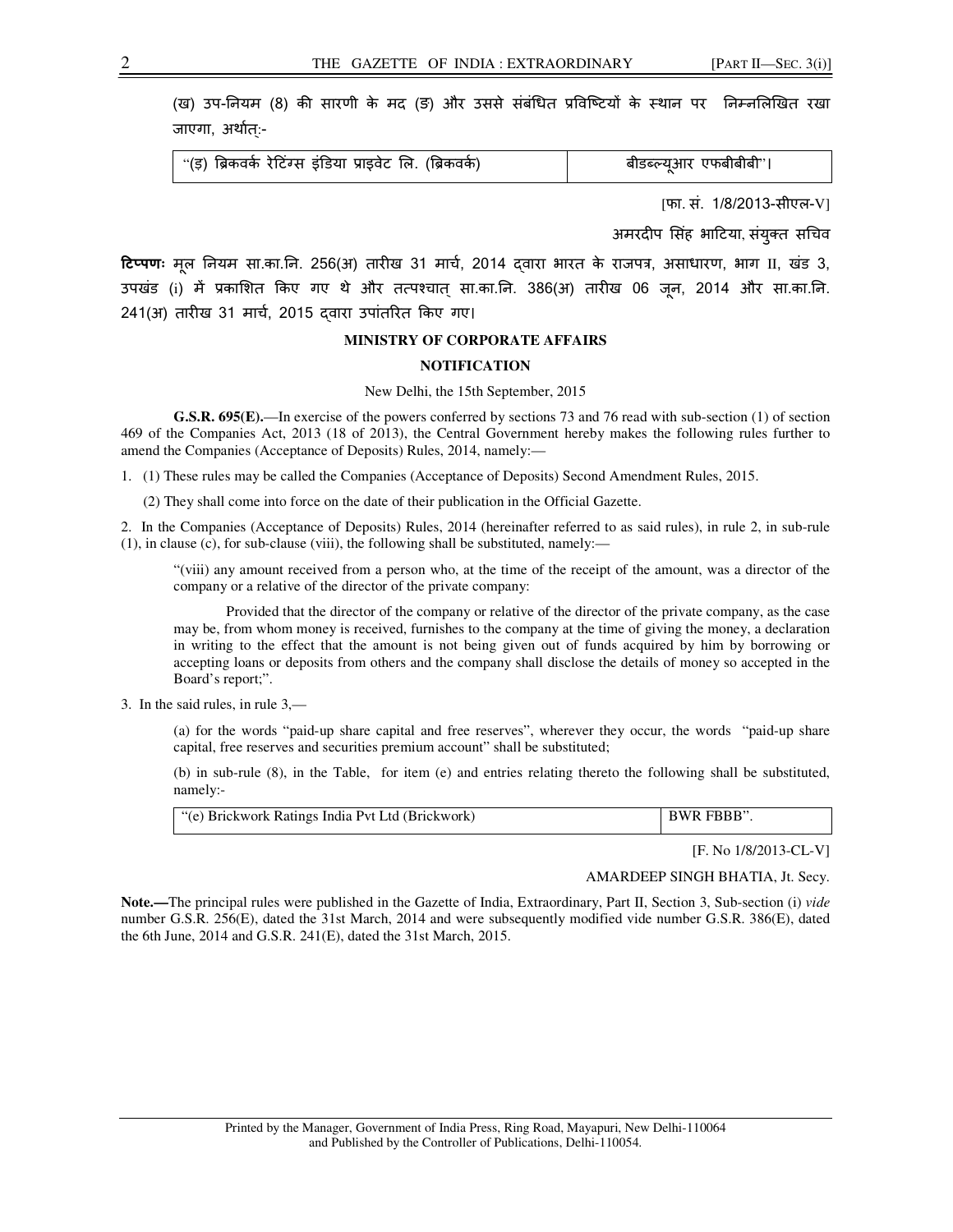(ख) उप-नियम (8) की सारणी के मद (ङ) और उससे संबंधित प्रविष्टियों के स्थान पर निम्नलिखित रखा जाएगा, अर्थात्:-

| | |
|---|---|
| "(ड़) ब्रिकवर्क रेटिंग्स इंडिया प्राइवेट लि. (ब्रिकवर्क) | बीडब्ल्यूआर एफबीबीबी"। |

[फा. सं. 1/8/2013-सीएल-V]

अमरदीप सिंह भाटिया, संयुक्त सचिव

**टिप्पणः** मूल नियम सा.का.नि. 256(अ) तारीख 31 मार्च, 2014 द्वारा भारत के राजपत्र, असाधारण, भाग II, खंड 3, उपखंड (i) में प्रकाशित किए गए थे और तत्पश्चात् सा.का.नि. 386(अ) तारीख 06 जून, 2014 और सा.का.नि. 241(अ) तारीख 31 मार्च, 2015 द्वारा उपांतरित किए गए।

## MINISTRY OF CORPORATE AFFAIRS

## NOTIFICATION

New Delhi, the 15th September, 2015

**G.S.R. 695(E).**—In exercise of the powers conferred by sections 73 and 76 read with sub-section (1) of section 469 of the Companies Act, 2013 (18 of 2013), the Central Government hereby makes the following rules further to amend the Companies (Acceptance of Deposits) Rules, 2014, namely:—

1. (1) These rules may be called the Companies (Acceptance of Deposits) Second Amendment Rules, 2015.

   (2) They shall come into force on the date of their publication in the Official Gazette.

2. In the Companies (Acceptance of Deposits) Rules, 2014 (hereinafter referred to as said rules), in rule 2, in sub-rule (1), in clause (c), for sub-clause (viii), the following shall be substituted, namely:—

   "(viii) any amount received from a person who, at the time of the receipt of the amount, was a director of the company or a relative of the director of the private company:

   Provided that the director of the company or relative of the director of the private company, as the case may be, from whom money is received, furnishes to the company at the time of giving the money, a declaration in writing to the effect that the amount is not being given out of funds acquired by him by borrowing or accepting loans or deposits from others and the company shall disclose the details of money so accepted in the Board's report;".

3. In the said rules, in rule 3,—

   (a) for the words "paid-up share capital and free reserves", wherever they occur, the words "paid-up share capital, free reserves and securities premium account" shall be substituted;

   (b) in sub-rule (8), in the Table, for item (e) and entries relating thereto the following shall be substituted, namely:-

| | |
|---|---|
| "(e) Brickwork Ratings India Pvt Ltd (Brickwork) | BWR FBBB". |

[F. No 1/8/2013-CL-V]

AMARDEEP SINGH BHATIA, Jt. Secy.

**Note.—**The principal rules were published in the Gazette of India, Extraordinary, Part II, Section 3, Sub-section (i) *vide* number G.S.R. 256(E), dated the 31st March, 2014 and were subsequently modified vide number G.S.R. 386(E), dated the 6th June, 2014 and G.S.R. 241(E), dated the 31st March, 2015.

Printed by the Manager, Government of India Press, Ring Road, Mayapuri, New Delhi-110064 and Published by the Controller of Publications, Delhi-110054.